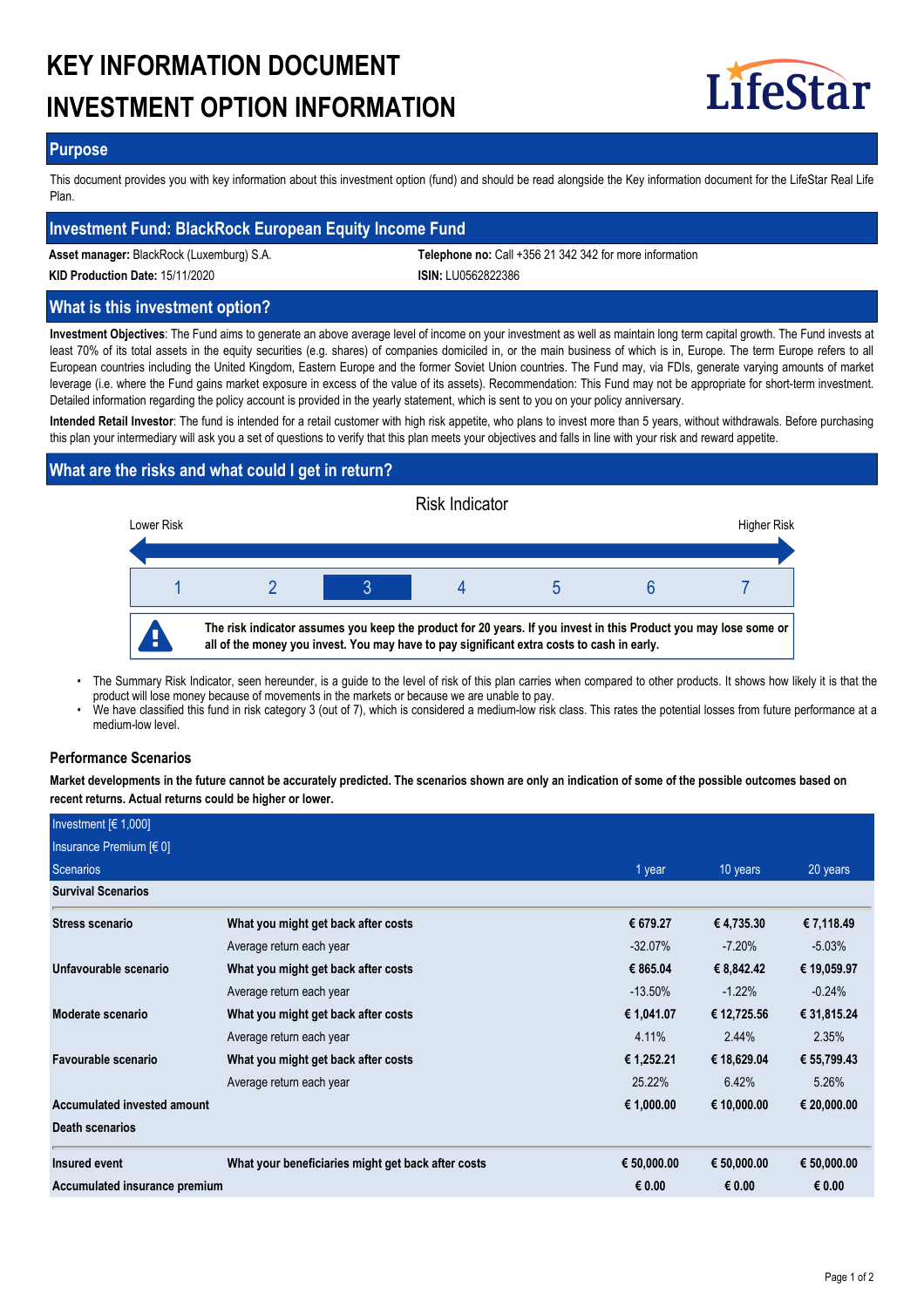# KEY INFORMATION DOCUMENT
# INVESTMENT OPTION INFORMATION

LifeStar

## Purpose

This document provides you with key information about this investment option (fund) and should be read alongside the Key information document for the LifeStar Real Life Plan.

## Investment Fund: BlackRock European Equity Income Fund

**Asset manager:** BlackRock (Luxemburg) S.A.

**Telephone no:** Call +356 21 342 342 for more information

**KID Production Date:** 15/11/2020

**ISIN:** LU0562822386

## What is this investment option?

**Investment Objectives**: The Fund aims to generate an above average level of income on your investment as well as maintain long term capital growth. The Fund invests at least 70% of its total assets in the equity securities (e.g. shares) of companies domiciled in, or the main business of which is in, Europe. The term Europe refers to all European countries including the United Kingdom, Eastern Europe and the former Soviet Union countries. The Fund may, via FDIs, generate varying amounts of market leverage (i.e. where the Fund gains market exposure in excess of the value of its assets). Recommendation: This Fund may not be appropriate for short-term investment. Detailed information regarding the policy account is provided in the yearly statement, which is sent to you on your policy anniversary.

**Intended Retail Investor**: The fund is intended for a retail customer with high risk appetite, who plans to invest more than 5 years, without withdrawals. Before purchasing this plan your intermediary will ask you a set of questions to verify that this plan meets your objectives and falls in line with your risk and reward appetite.

## What are the risks and what could I get in return?

Risk Indicator

Lower Risk — Higher Risk

| 1 | 2 | **3** | 4 | 5 | 6 | 7 |
|---|---|---|---|---|---|---|

**The risk indicator assumes you keep the product for 20 years. If you invest in this Product you may lose some or all of the money you invest. You may have to pay significant extra costs to cash in early.**

- The Summary Risk Indicator, seen hereunder, is a guide to the level of risk of this plan carries when compared to other products. It shows how likely it is that the product will lose money because of movements in the markets or because we are unable to pay.
- We have classified this fund in risk category 3 (out of 7), which is considered a medium-low risk class. This rates the potential losses from future performance at a medium-low level.

### Performance Scenarios

**Market developments in the future cannot be accurately predicted. The scenarios shown are only an indication of some of the possible outcomes based on recent returns. Actual returns could be higher or lower.**

| Investment [€ 1,000]<br>Insurance Premium [€ 0]<br>Scenarios | | 1 year | 10 years | 20 years |
|---|---|---|---|---|
| **Survival Scenarios** | | | | |
| **Stress scenario** | **What you might get back after costs** | **€ 679.27** | **€ 4,735.30** | **€ 7,118.49** |
| | Average return each year | -32.07% | -7.20% | -5.03% |
| **Unfavourable scenario** | **What you might get back after costs** | **€ 865.04** | **€ 8,842.42** | **€ 19,059.97** |
| | Average return each year | -13.50% | -1.22% | -0.24% |
| **Moderate scenario** | **What you might get back after costs** | **€ 1,041.07** | **€ 12,725.56** | **€ 31,815.24** |
| | Average return each year | 4.11% | 2.44% | 2.35% |
| **Favourable scenario** | **What you might get back after costs** | **€ 1,252.21** | **€ 18,629.04** | **€ 55,799.43** |
| | Average return each year | 25.22% | 6.42% | 5.26% |
| **Accumulated invested amount** | | **€ 1,000.00** | **€ 10,000.00** | **€ 20,000.00** |
| **Death scenarios** | | | | |
| **Insured event** | **What your beneficiaries might get back after costs** | **€ 50,000.00** | **€ 50,000.00** | **€ 50,000.00** |
| **Accumulated insurance premium** | | **€ 0.00** | **€ 0.00** | **€ 0.00** |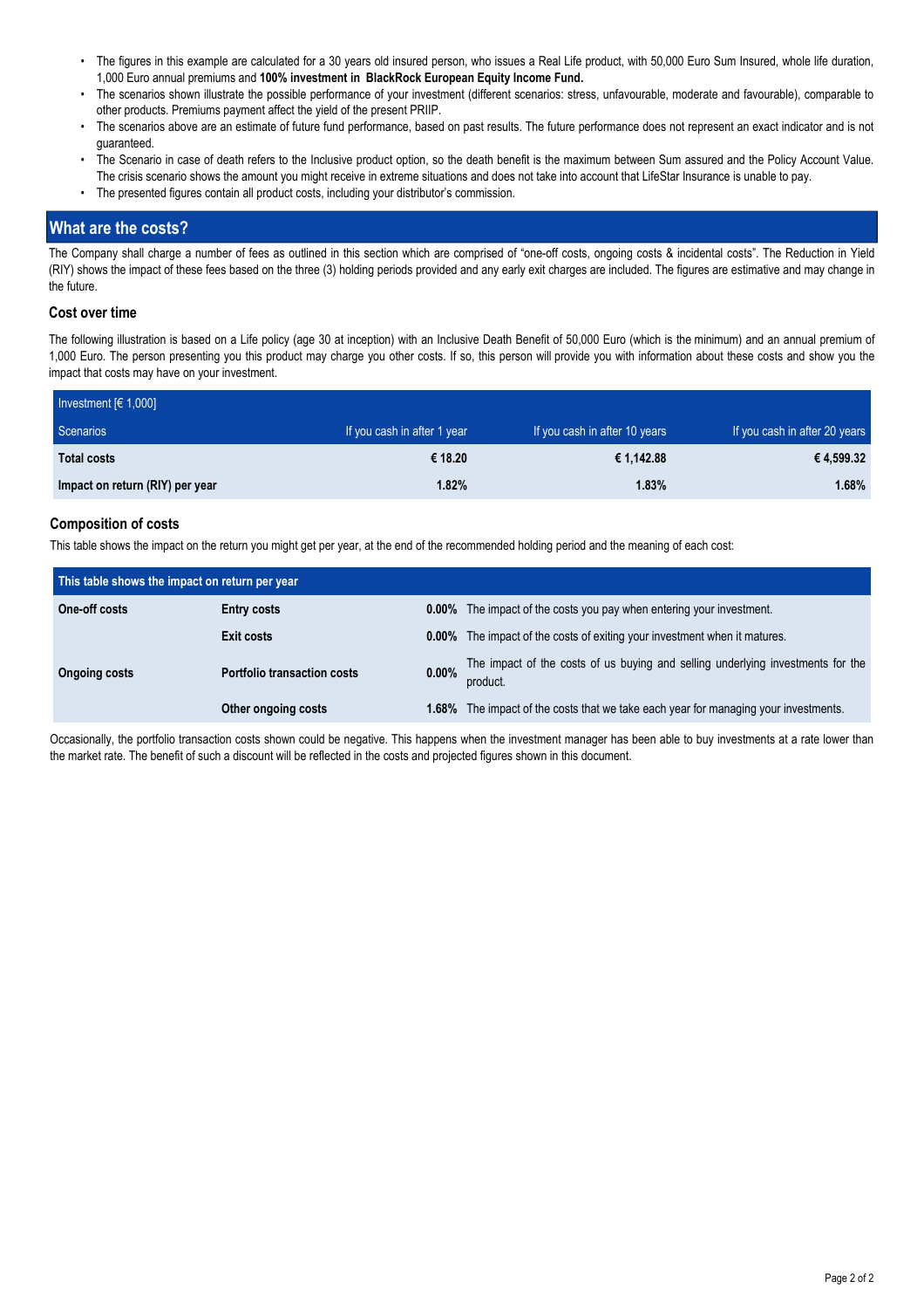- The figures in this example are calculated for a 30 years old insured person, who issues a Real Life product, with 50,000 Euro Sum Insured, whole life duration, 1,000 Euro annual premiums and **100% investment in BlackRock European Equity Income Fund.**
- The scenarios shown illustrate the possible performance of your investment (different scenarios: stress, unfavourable, moderate and favourable), comparable to other products. Premiums payment affect the yield of the present PRIIP.
- The scenarios above are an estimate of future fund performance, based on past results. The future performance does not represent an exact indicator and is not guaranteed.
- The Scenario in case of death refers to the Inclusive product option, so the death benefit is the maximum between Sum assured and the Policy Account Value. The crisis scenario shows the amount you might receive in extreme situations and does not take into account that LifeStar Insurance is unable to pay.
- The presented figures contain all product costs, including your distributor's commission.

## What are the costs?

The Company shall charge a number of fees as outlined in this section which are comprised of "one-off costs, ongoing costs & incidental costs". The Reduction in Yield (RIY) shows the impact of these fees based on the three (3) holding periods provided and any early exit charges are included. The figures are estimative and may change in the future.

### Cost over time

The following illustration is based on a Life policy (age 30 at inception) with an Inclusive Death Benefit of 50,000 Euro (which is the minimum) and an annual premium of 1,000 Euro. The person presenting you this product may charge you other costs. If so, this person will provide you with information about these costs and show you the impact that costs may have on your investment.

| Investment [€ 1,000] | | | |
|---|---|---|---|
| Scenarios | If you cash in after 1 year | If you cash in after 10 years | If you cash in after 20 years |
| **Total costs** | **€ 18.20** | **€ 1,142.88** | **€ 4,599.32** |
| **Impact on return (RIY) per year** | **1.82%** | **1.83%** | **1.68%** |

### Composition of costs

This table shows the impact on the return you might get per year, at the end of the recommended holding period and the meaning of each cost:

| This table shows the impact on return per year | | | |
|---|---|---|---|
| **One-off costs** | **Entry costs** | **0.00%** | The impact of the costs you pay when entering your investment. |
| | **Exit costs** | **0.00%** | The impact of the costs of exiting your investment when it matures. |
| **Ongoing costs** | **Portfolio transaction costs** | **0.00%** | The impact of the costs of us buying and selling underlying investments for the product. |
| | **Other ongoing costs** | **1.68%** | The impact of the costs that we take each year for managing your investments. |

Occasionally, the portfolio transaction costs shown could be negative. This happens when the investment manager has been able to buy investments at a rate lower than the market rate. The benefit of such a discount will be reflected in the costs and projected figures shown in this document.